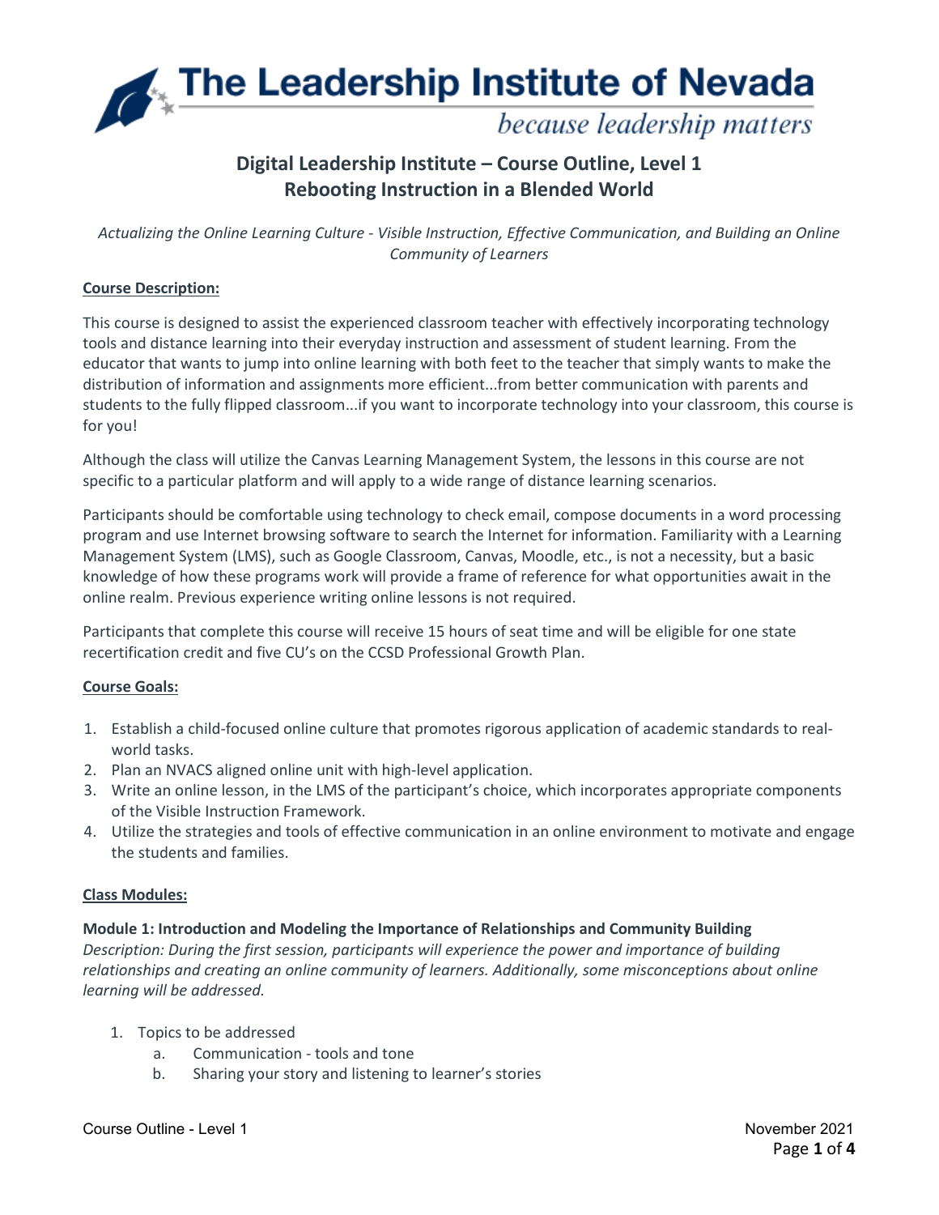# The Leadership Institute of Nevada

*because leadership matters*

## Digital Leadership Institute – Course Outline, Level 1
## Rebooting Instruction in a Blended World

*Actualizing the Online Learning Culture - Visible Instruction, Effective Communication, and Building an Online Community of Learners*

**Course Description:**

This course is designed to assist the experienced classroom teacher with effectively incorporating technology tools and distance learning into their everyday instruction and assessment of student learning. From the educator that wants to jump into online learning with both feet to the teacher that simply wants to make the distribution of information and assignments more efficient...from better communication with parents and students to the fully flipped classroom...if you want to incorporate technology into your classroom, this course is for you!

Although the class will utilize the Canvas Learning Management System, the lessons in this course are not specific to a particular platform and will apply to a wide range of distance learning scenarios.

Participants should be comfortable using technology to check email, compose documents in a word processing program and use Internet browsing software to search the Internet for information. Familiarity with a Learning Management System (LMS), such as Google Classroom, Canvas, Moodle, etc., is not a necessity, but a basic knowledge of how these programs work will provide a frame of reference for what opportunities await in the online realm. Previous experience writing online lessons is not required.

Participants that complete this course will receive 15 hours of seat time and will be eligible for one state recertification credit and five CU's on the CCSD Professional Growth Plan.

**Course Goals:**

1. Establish a child-focused online culture that promotes rigorous application of academic standards to real-world tasks.
2. Plan an NVACS aligned online unit with high-level application.
3. Write an online lesson, in the LMS of the participant's choice, which incorporates appropriate components of the Visible Instruction Framework.
4. Utilize the strategies and tools of effective communication in an online environment to motivate and engage the students and families.

**Class Modules:**

**Module 1: Introduction and Modeling the Importance of Relationships and Community Building**

*Description: During the first session, participants will experience the power and importance of building relationships and creating an online community of learners. Additionally, some misconceptions about online learning will be addressed.*

1. Topics to be addressed
   a. Communication - tools and tone
   b. Sharing your story and listening to learner's stories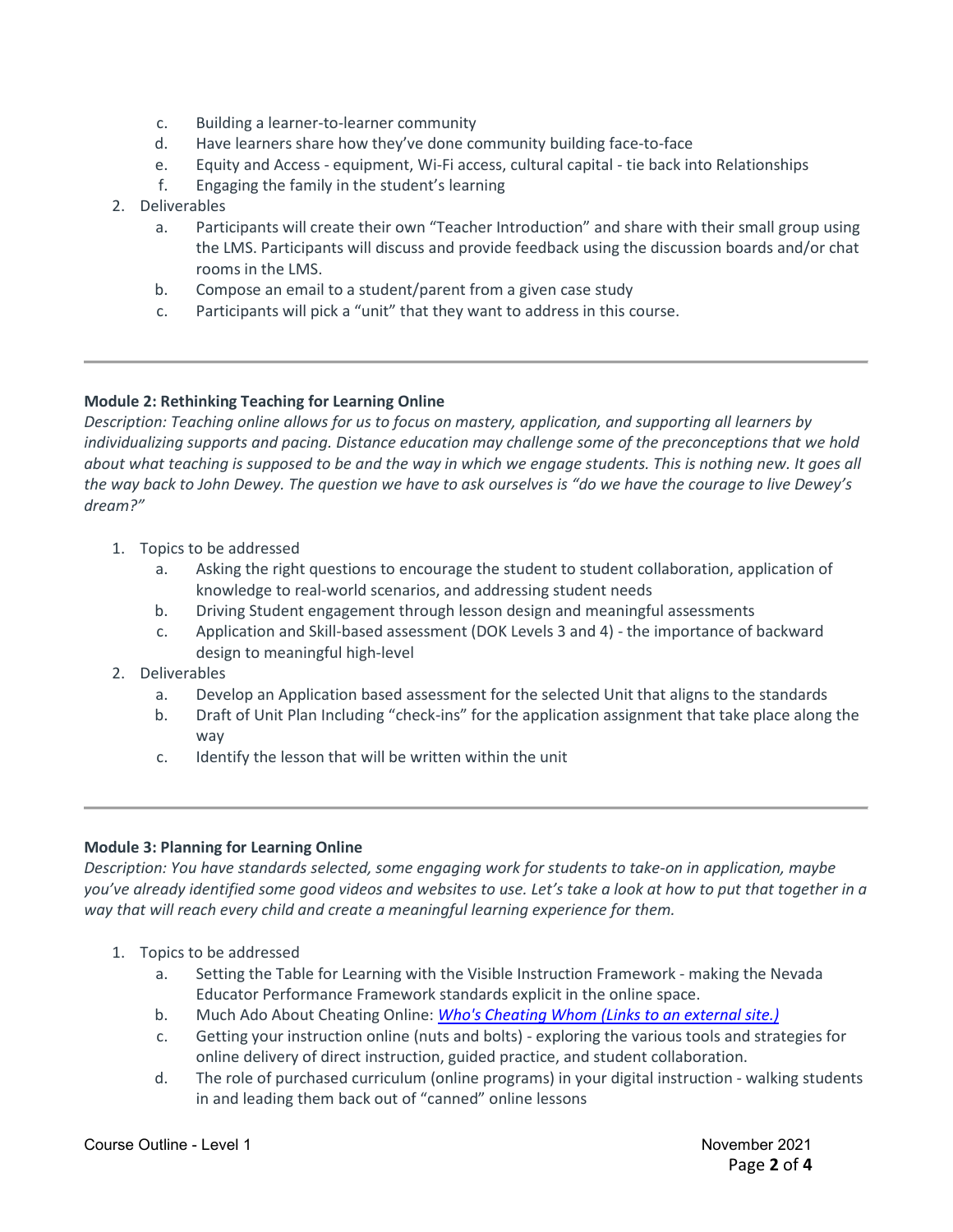c. Building a learner-to-learner community
   d. Have learners share how they've done community building face-to-face
   e. Equity and Access - equipment, Wi-Fi access, cultural capital - tie back into Relationships
   f. Engaging the family in the student's learning
2. Deliverables
   a. Participants will create their own "Teacher Introduction" and share with their small group using the LMS. Participants will discuss and provide feedback using the discussion boards and/or chat rooms in the LMS.
   b. Compose an email to a student/parent from a given case study
   c. Participants will pick a "unit" that they want to address in this course.

---

**Module 2: Rethinking Teaching for Learning Online**

*Description: Teaching online allows for us to focus on mastery, application, and supporting all learners by individualizing supports and pacing. Distance education may challenge some of the preconceptions that we hold about what teaching is supposed to be and the way in which we engage students. This is nothing new. It goes all the way back to John Dewey. The question we have to ask ourselves is "do we have the courage to live Dewey's dream?"*

1. Topics to be addressed
   a. Asking the right questions to encourage the student to student collaboration, application of knowledge to real-world scenarios, and addressing student needs
   b. Driving Student engagement through lesson design and meaningful assessments
   c. Application and Skill-based assessment (DOK Levels 3 and 4) - the importance of backward design to meaningful high-level
2. Deliverables
   a. Develop an Application based assessment for the selected Unit that aligns to the standards
   b. Draft of Unit Plan Including "check-ins" for the application assignment that take place along the way
   c. Identify the lesson that will be written within the unit

---

**Module 3: Planning for Learning Online**

*Description: You have standards selected, some engaging work for students to take-on in application, maybe you've already identified some good videos and websites to use. Let's take a look at how to put that together in a way that will reach every child and create a meaningful learning experience for them.*

1. Topics to be addressed
   a. Setting the Table for Learning with the Visible Instruction Framework - making the Nevada Educator Performance Framework standards explicit in the online space.
   b. Much Ado About Cheating Online: *Who's Cheating Whom (Links to an external site.)*
   c. Getting your instruction online (nuts and bolts) - exploring the various tools and strategies for online delivery of direct instruction, guided practice, and student collaboration.
   d. The role of purchased curriculum (online programs) in your digital instruction - walking students in and leading them back out of "canned" online lessons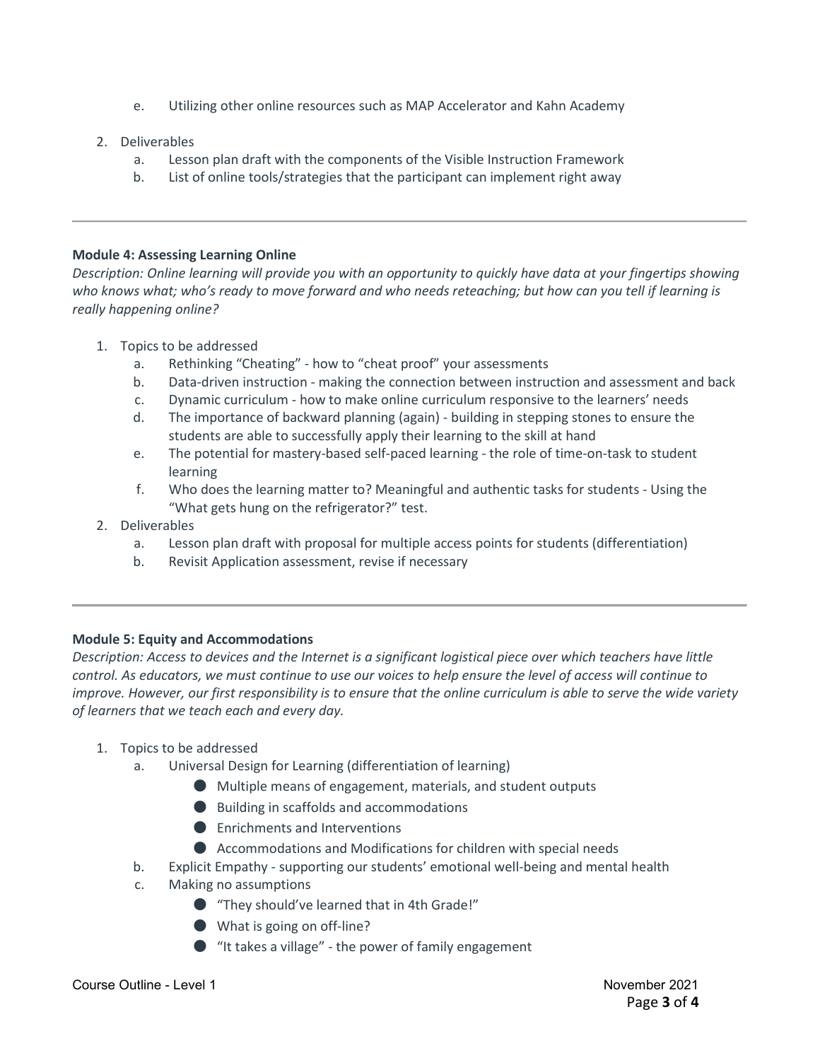e. Utilizing other online resources such as MAP Accelerator and Kahn Academy

2. Deliverables
   a. Lesson plan draft with the components of the Visible Instruction Framework
   b. List of online tools/strategies that the participant can implement right away

---

**Module 4: Assessing Learning Online**

*Description: Online learning will provide you with an opportunity to quickly have data at your fingertips showing who knows what; who's ready to move forward and who needs reteaching; but how can you tell if learning is really happening online?*

1. Topics to be addressed
   a. Rethinking "Cheating" - how to "cheat proof" your assessments
   b. Data-driven instruction - making the connection between instruction and assessment and back
   c. Dynamic curriculum - how to make online curriculum responsive to the learners' needs
   d. The importance of backward planning (again) - building in stepping stones to ensure the students are able to successfully apply their learning to the skill at hand
   e. The potential for mastery-based self-paced learning - the role of time-on-task to student learning
   f. Who does the learning matter to? Meaningful and authentic tasks for students - Using the "What gets hung on the refrigerator?" test.
2. Deliverables
   a. Lesson plan draft with proposal for multiple access points for students (differentiation)
   b. Revisit Application assessment, revise if necessary

---

**Module 5: Equity and Accommodations**

*Description: Access to devices and the Internet is a significant logistical piece over which teachers have little control. As educators, we must continue to use our voices to help ensure the level of access will continue to improve. However, our first responsibility is to ensure that the online curriculum is able to serve the wide variety of learners that we teach each and every day.*

1. Topics to be addressed
   a. Universal Design for Learning (differentiation of learning)
      - Multiple means of engagement, materials, and student outputs
      - Building in scaffolds and accommodations
      - Enrichments and Interventions
      - Accommodations and Modifications for children with special needs
   b. Explicit Empathy - supporting our students' emotional well-being and mental health
   c. Making no assumptions
      - "They should've learned that in 4th Grade!"
      - What is going on off-line?
      - "It takes a village" - the power of family engagement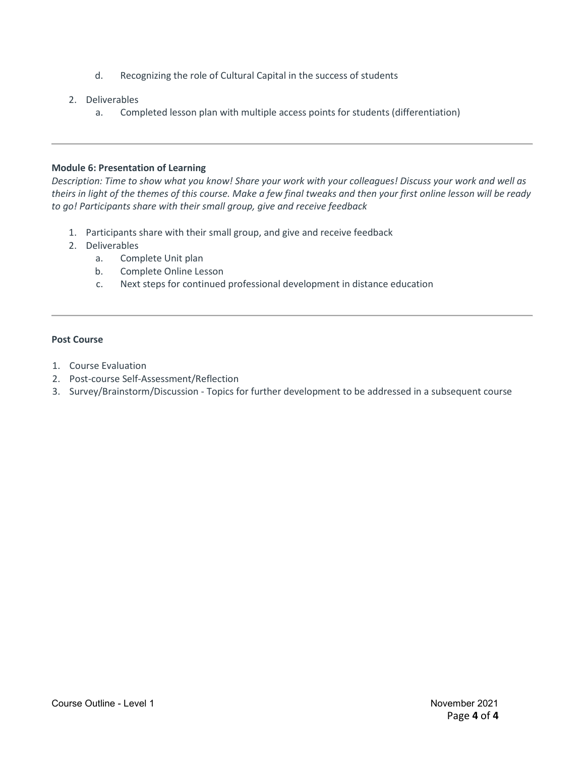d. Recognizing the role of Cultural Capital in the success of students

2. Deliverables
   a. Completed lesson plan with multiple access points for students (differentiation)

---

**Module 6: Presentation of Learning**

*Description: Time to show what you know! Share your work with your colleagues! Discuss your work and well as theirs in light of the themes of this course. Make a few final tweaks and then your first online lesson will be ready to go! Participants share with their small group, give and receive feedback*

1. Participants share with their small group, and give and receive feedback
2. Deliverables
   a. Complete Unit plan
   b. Complete Online Lesson
   c. Next steps for continued professional development in distance education

---

**Post Course**

1. Course Evaluation
2. Post-course Self-Assessment/Reflection
3. Survey/Brainstorm/Discussion - Topics for further development to be addressed in a subsequent course